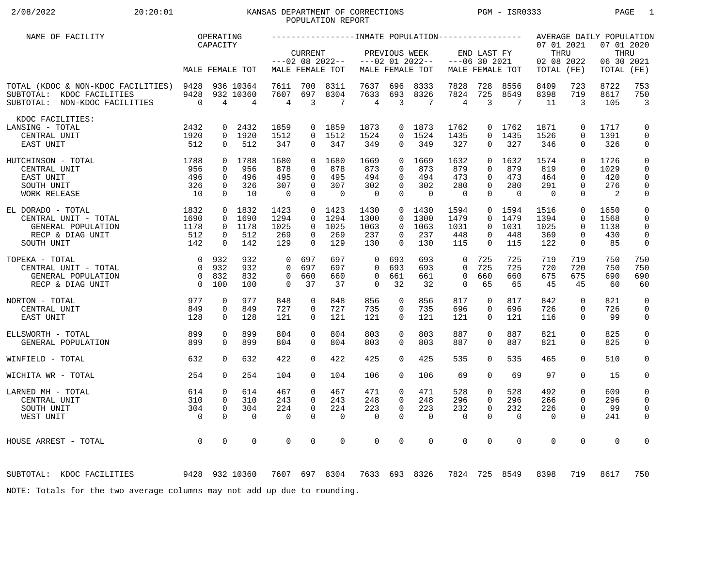# KANSAS DEPARTMENT OF CORRECTIONS
## POPULATION REPORT

2/08/2022 20:20:01 PGM - ISR0333

| NAME OF FACILITY | OPERATING CAPACITY | | | INMATE POPULATION CURRENT ---02 08 2022-- | | | PREVIOUS WEEK ---02 01 2022-- | | | END LAST FY ---06 30 2021 | | | AVERAGE DAILY POPULATION 07 01 2021 THRU 02 08 2022 | | 07 01 2020 THRU 06 30 2021 | |
|---|---|---|---|---|---|---|---|---|---|---|---|---|---|---|---|---|
| | MALE | FEMALE | TOT | MALE | FEMALE | TOT | MALE | FEMALE | TOT | MALE | FEMALE | TOT | TOTAL | (FE) | TOTAL | (FE) |
| TOTAL (KDOC & NON-KDOC FACILITIES) | 9428 | 936 | 10364 | 7611 | 700 | 8311 | 7637 | 696 | 8333 | 7828 | 728 | 8556 | 8409 | 723 | 8722 | 753 |
| SUBTOTAL: KDOC FACILITIES | 9428 | 932 | 10360 | 7607 | 697 | 8304 | 7633 | 693 | 8326 | 7824 | 725 | 8549 | 8398 | 719 | 8617 | 750 |
| SUBTOTAL: NON-KDOC FACILITIES | 0 | 4 | 4 | 4 | 3 | 7 | 4 | 3 | 7 | 4 | 3 | 7 | 11 | 3 | 105 | 3 |
| KDOC FACILITIES: | | | | | | | | | | | | | | | | |
| LANSING - TOTAL | 2432 | 0 | 2432 | 1859 | 0 | 1859 | 1873 | 0 | 1873 | 1762 | 0 | 1762 | 1871 | 0 | 1717 | 0 |
| CENTRAL UNIT | 1920 | 0 | 1920 | 1512 | 0 | 1512 | 1524 | 0 | 1524 | 1435 | 0 | 1435 | 1526 | 0 | 1391 | 0 |
| EAST UNIT | 512 | 0 | 512 | 347 | 0 | 347 | 349 | 0 | 349 | 327 | 0 | 327 | 346 | 0 | 326 | 0 |
| HUTCHINSON - TOTAL | 1788 | 0 | 1788 | 1680 | 0 | 1680 | 1669 | 0 | 1669 | 1632 | 0 | 1632 | 1574 | 0 | 1726 | 0 |
| CENTRAL UNIT | 956 | 0 | 956 | 878 | 0 | 878 | 873 | 0 | 873 | 879 | 0 | 879 | 819 | 0 | 1029 | 0 |
| EAST UNIT | 496 | 0 | 496 | 495 | 0 | 495 | 494 | 0 | 494 | 473 | 0 | 473 | 464 | 0 | 420 | 0 |
| SOUTH UNIT | 326 | 0 | 326 | 307 | 0 | 307 | 302 | 0 | 302 | 280 | 0 | 280 | 291 | 0 | 276 | 0 |
| WORK RELEASE | 10 | 0 | 10 | 0 | 0 | 0 | 0 | 0 | 0 | 0 | 0 | 0 | 0 | 0 | 2 | 0 |
| EL DORADO - TOTAL | 1832 | 0 | 1832 | 1423 | 0 | 1423 | 1430 | 0 | 1430 | 1594 | 0 | 1594 | 1516 | 0 | 1650 | 0 |
| CENTRAL UNIT - TOTAL | 1690 | 0 | 1690 | 1294 | 0 | 1294 | 1300 | 0 | 1300 | 1479 | 0 | 1479 | 1394 | 0 | 1568 | 0 |
| GENERAL POPULATION | 1178 | 0 | 1178 | 1025 | 0 | 1025 | 1063 | 0 | 1063 | 1031 | 0 | 1031 | 1025 | 0 | 1138 | 0 |
| RECP & DIAG UNIT | 512 | 0 | 512 | 269 | 0 | 269 | 237 | 0 | 237 | 448 | 0 | 448 | 369 | 0 | 430 | 0 |
| SOUTH UNIT | 142 | 0 | 142 | 129 | 0 | 129 | 130 | 0 | 130 | 115 | 0 | 115 | 122 | 0 | 85 | 0 |
| TOPEKA - TOTAL | 0 | 932 | 932 | 0 | 697 | 697 | 0 | 693 | 693 | 0 | 725 | 725 | 719 | 719 | 750 | 750 |
| CENTRAL UNIT - TOTAL | 0 | 932 | 932 | 0 | 697 | 697 | 0 | 693 | 693 | 0 | 725 | 725 | 720 | 720 | 750 | 750 |
| GENERAL POPULATION | 0 | 832 | 832 | 0 | 660 | 660 | 0 | 661 | 661 | 0 | 660 | 660 | 675 | 675 | 690 | 690 |
| RECP & DIAG UNIT | 0 | 100 | 100 | 0 | 37 | 37 | 0 | 32 | 32 | 0 | 65 | 65 | 45 | 45 | 60 | 60 |
| NORTON - TOTAL | 977 | 0 | 977 | 848 | 0 | 848 | 856 | 0 | 856 | 817 | 0 | 817 | 842 | 0 | 821 | 0 |
| CENTRAL UNIT | 849 | 0 | 849 | 727 | 0 | 727 | 735 | 0 | 735 | 696 | 0 | 696 | 726 | 0 | 726 | 0 |
| EAST UNIT | 128 | 0 | 128 | 121 | 0 | 121 | 121 | 0 | 121 | 121 | 0 | 121 | 116 | 0 | 99 | 0 |
| ELLSWORTH - TOTAL | 899 | 0 | 899 | 804 | 0 | 804 | 803 | 0 | 803 | 887 | 0 | 887 | 821 | 0 | 825 | 0 |
| GENERAL POPULATION | 899 | 0 | 899 | 804 | 0 | 804 | 803 | 0 | 803 | 887 | 0 | 887 | 821 | 0 | 825 | 0 |
| WINFIELD - TOTAL | 632 | 0 | 632 | 422 | 0 | 422 | 425 | 0 | 425 | 535 | 0 | 535 | 465 | 0 | 510 | 0 |
| WICHITA WR - TOTAL | 254 | 0 | 254 | 104 | 0 | 104 | 106 | 0 | 106 | 69 | 0 | 69 | 97 | 0 | 15 | 0 |
| LARNED MH - TOTAL | 614 | 0 | 614 | 467 | 0 | 467 | 471 | 0 | 471 | 528 | 0 | 528 | 492 | 0 | 609 | 0 |
| CENTRAL UNIT | 310 | 0 | 310 | 243 | 0 | 243 | 248 | 0 | 248 | 296 | 0 | 296 | 266 | 0 | 296 | 0 |
| SOUTH UNIT | 304 | 0 | 304 | 224 | 0 | 224 | 223 | 0 | 223 | 232 | 0 | 232 | 226 | 0 | 99 | 0 |
| WEST UNIT | 0 | 0 | 0 | 0 | 0 | 0 | 0 | 0 | 0 | 0 | 0 | 0 | 0 | 0 | 241 | 0 |
| HOUSE ARREST - TOTAL | 0 | 0 | 0 | 0 | 0 | 0 | 0 | 0 | 0 | 0 | 0 | 0 | 0 | 0 | 0 | 0 |
| SUBTOTAL: KDOC FACILITIES | 9428 | 932 | 10360 | 7607 | 697 | 8304 | 7633 | 693 | 8326 | 7824 | 725 | 8549 | 8398 | 719 | 8617 | 750 |

NOTE: Totals for the two average columns may not add up due to rounding.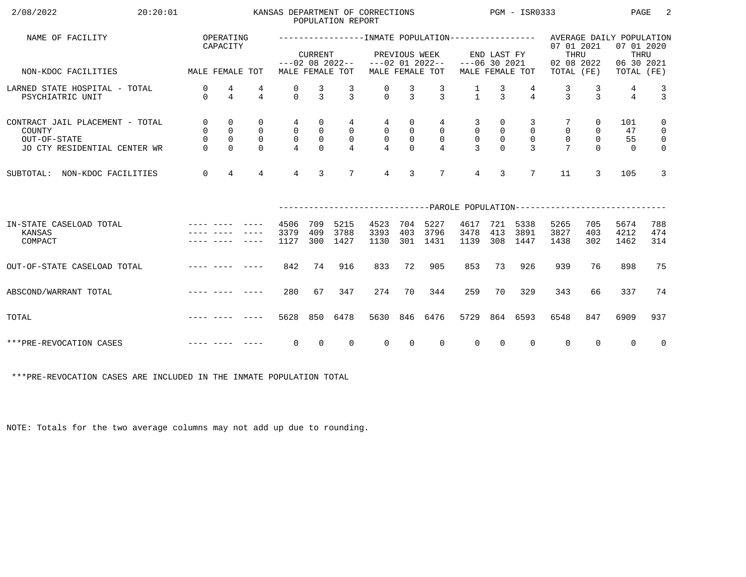# KANSAS DEPARTMENT OF CORRECTIONS
## POPULATION REPORT

| NAME OF FACILITY | OPERATING CAPACITY | | | INMATE POPULATION | | | | | | | | | AVERAGE DAILY POPULATION | | | |
|---|---|---|---|---|---|---|---|---|---|---|---|---|---|---|---|---|
| | | | | CURRENT ---02 08 2022-- | | | PREVIOUS WEEK ---02 01 2022-- | | | END LAST FY ---06 30 2021 | | | 07 01 2021 THRU 02 08 2022 | | 07 01 2020 THRU 06 30 2021 | |
| NON-KDOC FACILITIES | MALE | FEMALE | TOT | MALE | FEMALE | TOT | MALE | FEMALE | TOT | MALE | FEMALE | TOT | TOTAL | (FE) | TOTAL | (FE) |
| LARNED STATE HOSPITAL - TOTAL | 0 | 4 | 4 | 0 | 3 | 3 | 0 | 3 | 3 | 1 | 3 | 4 | 3 | 3 | 4 | 3 |
| PSYCHIATRIC UNIT | 0 | 4 | 4 | 0 | 3 | 3 | 0 | 3 | 3 | 1 | 3 | 4 | 3 | 3 | 4 | 3 |
| CONTRACT JAIL PLACEMENT - TOTAL | 0 | 0 | 0 | 4 | 0 | 4 | 4 | 0 | 4 | 3 | 0 | 3 | 7 | 0 | 101 | 0 |
| COUNTY | 0 | 0 | 0 | 0 | 0 | 0 | 0 | 0 | 0 | 0 | 0 | 0 | 0 | 0 | 47 | 0 |
| OUT-OF-STATE | 0 | 0 | 0 | 0 | 0 | 0 | 0 | 0 | 0 | 0 | 0 | 0 | 0 | 0 | 55 | 0 |
| JO CTY RESIDENTIAL CENTER WR | 0 | 0 | 0 | 4 | 0 | 4 | 4 | 0 | 4 | 3 | 0 | 3 | 7 | 0 | 0 | 0 |
| SUBTOTAL: NON-KDOC FACILITIES | 0 | 4 | 4 | 4 | 3 | 7 | 4 | 3 | 7 | 4 | 3 | 7 | 11 | 3 | 105 | 3 |

| | OPERATING CAPACITY | | | PAROLE POPULATION | | | | | | | | | | | | |
|---|---|---|---|---|---|---|---|---|---|---|---|---|---|---|---|---|
| | MALE | FEMALE | TOT | MALE | FEMALE | TOT | MALE | FEMALE | TOT | MALE | FEMALE | TOT | TOTAL | (FE) | TOTAL | (FE) |
| IN-STATE CASELOAD TOTAL | ---- | ---- | ---- | 4506 | 709 | 5215 | 4523 | 704 | 5227 | 4617 | 721 | 5338 | 5265 | 705 | 5674 | 788 |
| KANSAS | ---- | ---- | ---- | 3379 | 409 | 3788 | 3393 | 403 | 3796 | 3478 | 413 | 3891 | 3827 | 403 | 4212 | 474 |
| COMPACT | ---- | ---- | ---- | 1127 | 300 | 1427 | 1130 | 301 | 1431 | 1139 | 308 | 1447 | 1438 | 302 | 1462 | 314 |
| OUT-OF-STATE CASELOAD TOTAL | ---- | ---- | ---- | 842 | 74 | 916 | 833 | 72 | 905 | 853 | 73 | 926 | 939 | 76 | 898 | 75 |
| ABSCOND/WARRANT TOTAL | ---- | ---- | ---- | 280 | 67 | 347 | 274 | 70 | 344 | 259 | 70 | 329 | 343 | 66 | 337 | 74 |
| TOTAL | ---- | ---- | ---- | 5628 | 850 | 6478 | 5630 | 846 | 6476 | 5729 | 864 | 6593 | 6548 | 847 | 6909 | 937 |
| ***PRE-REVOCATION CASES | ---- | ---- | ---- | 0 | 0 | 0 | 0 | 0 | 0 | 0 | 0 | 0 | 0 | 0 | 0 | 0 |

***PRE-REVOCATION CASES ARE INCLUDED IN THE INMATE POPULATION TOTAL

NOTE: Totals for the two average columns may not add up due to rounding.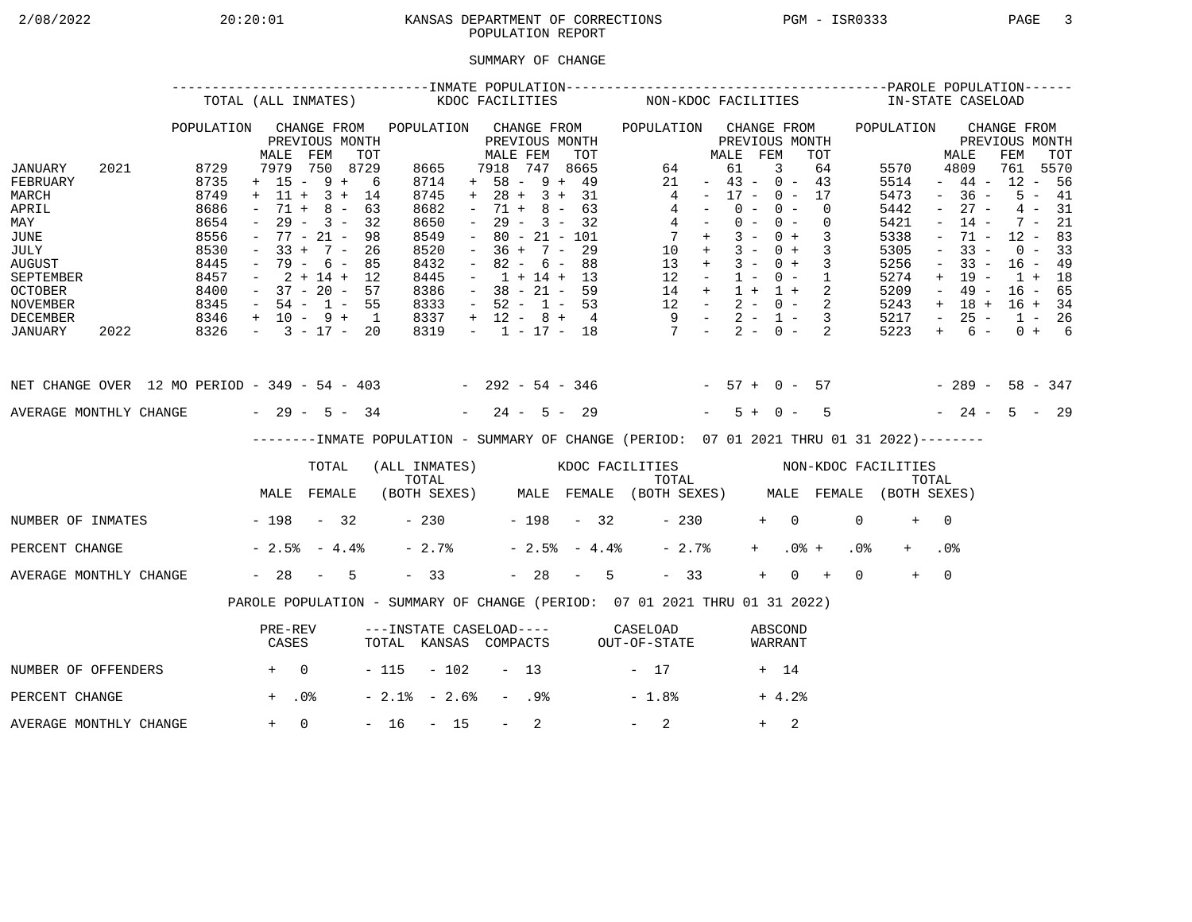# KANSAS DEPARTMENT OF CORRECTIONS
## POPULATION REPORT

### SUMMARY OF CHANGE

| | INMATE POPULATION: TOTAL (ALL INMATES) POPULATION | CHANGE FROM PREVIOUS MONTH MALE | FEM | TOT | KDOC FACILITIES POPULATION | CHANGE FROM PREVIOUS MONTH MALE | FEM | TOT | NON-KDOC FACILITIES POPULATION | CHANGE FROM PREVIOUS MONTH MALE | FEM | TOT | PAROLE POPULATION: IN-STATE CASELOAD POPULATION | CHANGE FROM PREVIOUS MONTH MALE | FEM | TOT |
|---|---|---|---|---|---|---|---|---|---|---|---|---|---|---|---|---|
| JANUARY 2021 | 8729 | 7979 | 750 | 8729 | 8665 | 7918 | 747 | 8665 | 64 | 61 | 3 | 64 | 5570 | 4809 | 761 | 5570 |
| FEBRUARY | 8735 | + 15 | - 9 | + 6 | 8714 | + 58 | - 9 | + 49 | 21 | - 43 | - 0 | - 43 | 5514 | - 44 | - 12 | - 56 |
| MARCH | 8749 | + 11 | + 3 | + 14 | 8745 | + 28 | + 3 | + 31 | 4 | - 17 | - 0 | - 17 | 5473 | - 36 | - 5 | - 41 |
| APRIL | 8686 | - 71 | + 8 | - 63 | 8682 | - 71 | + 8 | - 63 | 4 | - 0 | - 0 | - 0 | 5442 | - 27 | - 4 | - 31 |
| MAY | 8654 | - 29 | - 3 | - 32 | 8650 | - 29 | - 3 | - 32 | 4 | - 0 | - 0 | - 0 | 5421 | - 14 | - 7 | - 21 |
| JUNE | 8556 | - 77 | - 21 | - 98 | 8549 | - 80 | - 21 | - 101 | 7 | + 3 | - 0 | + 3 | 5338 | - 71 | - 12 | - 83 |
| JULY | 8530 | - 33 | + 7 | - 26 | 8520 | - 36 | + 7 | - 29 | 10 | + 3 | - 0 | + 3 | 5305 | - 33 | - 0 | - 33 |
| AUGUST | 8445 | - 79 | - 6 | - 85 | 8432 | - 82 | - 6 | - 88 | 13 | + 3 | - 0 | + 3 | 5256 | - 33 | - 16 | - 49 |
| SEPTEMBER | 8457 | - 2 | + 14 | + 12 | 8445 | - 1 | + 14 | + 13 | 12 | - 1 | - 0 | - 1 | 5274 | + 19 | - 1 | + 18 |
| OCTOBER | 8400 | - 37 | - 20 | - 57 | 8386 | - 38 | - 21 | - 59 | 14 | + 1 | + 1 | + 2 | 5209 | - 49 | - 16 | - 65 |
| NOVEMBER | 8345 | - 54 | - 1 | - 55 | 8333 | - 52 | - 1 | - 53 | 12 | - 2 | - 0 | - 2 | 5243 | + 18 | + 16 | + 34 |
| DECEMBER | 8346 | + 10 | - 9 | + 1 | 8337 | + 12 | - 8 | + 4 | 9 | - 2 | - 1 | - 3 | 5217 | - 25 | - 1 | - 26 |
| JANUARY 2022 | 8326 | - 3 | - 17 | - 20 | 8319 | - 1 | - 17 | - 18 | 7 | - 2 | - 0 | - 2 | 5223 | + 6 | - 0 | + 6 |
| NET CHANGE OVER 12 MO PERIOD | | - 349 | - 54 | - 403 | | - 292 | - 54 | - 346 | | - 57 | + 0 | - 57 | | - 289 | - 58 | - 347 |
| AVERAGE MONTHLY CHANGE | | - 29 | - 5 | - 34 | | - 24 | - 5 | - 29 | | - 5 | + 0 | - 5 | | - 24 | - 5 | - 29 |

### INMATE POPULATION - SUMMARY OF CHANGE (PERIOD: 07 01 2021 THRU 01 31 2022)

| | TOTAL (ALL INMATES) MALE | FEMALE | TOTAL (BOTH SEXES) | KDOC FACILITIES MALE | FEMALE | TOTAL (BOTH SEXES) | NON-KDOC FACILITIES MALE | FEMALE | TOTAL (BOTH SEXES) |
|---|---|---|---|---|---|---|---|---|---|
| NUMBER OF INMATES | - 198 | - 32 | - 230 | - 198 | - 32 | - 230 | + 0 | 0 | + 0 |
| PERCENT CHANGE | - 2.5% | - 4.4% | - 2.7% | - 2.5% | - 4.4% | - 2.7% | + .0% | + .0% | + .0% |
| AVERAGE MONTHLY CHANGE | - 28 | - 5 | - 33 | - 28 | - 5 | - 33 | + 0 | + 0 | + 0 |

### PAROLE POPULATION - SUMMARY OF CHANGE (PERIOD: 07 01 2021 THRU 01 31 2022)

| | PRE-REV CASES | INSTATE CASELOAD TOTAL | KANSAS | COMPACTS | CASELOAD OUT-OF-STATE | ABSCOND WARRANT |
|---|---|---|---|---|---|---|
| NUMBER OF OFFENDERS | + 0 | - 115 | - 102 | - 13 | - 17 | + 14 |
| PERCENT CHANGE | + .0% | - 2.1% | - 2.6% | - .9% | - 1.8% | + 4.2% |
| AVERAGE MONTHLY CHANGE | + 0 | - 16 | - 15 | - 2 | - 2 | + 2 |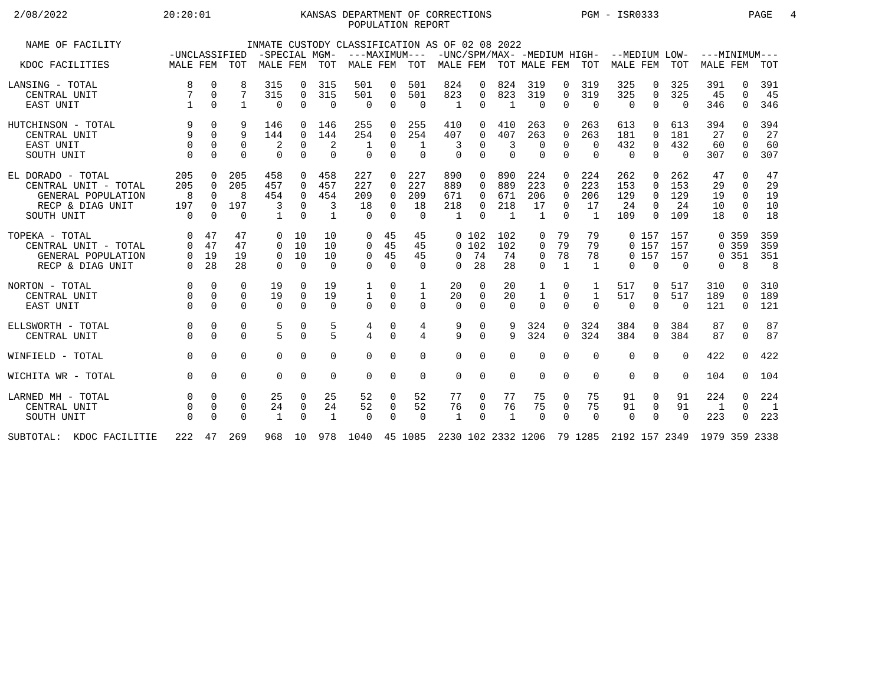KANSAS DEPARTMENT OF CORRECTIONS
POPULATION REPORT

2/08/2022 20:20:01 PGM - ISR0333

INMATE CUSTODY CLASSIFICATION AS OF 02 08 2022

| NAME OF FACILITY | -UNCLASSIFIED | | | -SPECIAL MGM- | | | ---MAXIMUM--- | | | -UNC/SPM/MAX- | | | -MEDIUM HIGH- | | | --MEDIUM LOW- | | | ---MINIMUM--- | | |
|---|---|---|---|---|---|---|---|---|---|---|---|---|---|---|---|---|---|---|---|---|---|
| KDOC FACILITIES | MALE | FEM | TOT | MALE | FEM | TOT | MALE | FEM | TOT | MALE | FEM | TOT | MALE | FEM | TOT | MALE | FEM | TOT | MALE | FEM | TOT |
| LANSING - TOTAL | 8 | 0 | 8 | 315 | 0 | 315 | 501 | 0 | 501 | 824 | 0 | 824 | 319 | 0 | 319 | 325 | 0 | 325 | 391 | 0 | 391 |
| CENTRAL UNIT | 7 | 0 | 7 | 315 | 0 | 315 | 501 | 0 | 501 | 823 | 0 | 823 | 319 | 0 | 319 | 325 | 0 | 325 | 45 | 0 | 45 |
| EAST UNIT | 1 | 0 | 1 | 0 | 0 | 0 | 0 | 0 | 0 | 1 | 0 | 1 | 0 | 0 | 0 | 0 | 0 | 0 | 346 | 0 | 346 |
| HUTCHINSON - TOTAL | 9 | 0 | 9 | 146 | 0 | 146 | 255 | 0 | 255 | 410 | 0 | 410 | 263 | 0 | 263 | 613 | 0 | 613 | 394 | 0 | 394 |
| CENTRAL UNIT | 9 | 0 | 9 | 144 | 0 | 144 | 254 | 0 | 254 | 407 | 0 | 407 | 263 | 0 | 263 | 181 | 0 | 181 | 27 | 0 | 27 |
| EAST UNIT | 0 | 0 | 0 | 2 | 0 | 2 | 1 | 0 | 1 | 3 | 0 | 3 | 0 | 0 | 0 | 432 | 0 | 432 | 60 | 0 | 60 |
| SOUTH UNIT | 0 | 0 | 0 | 0 | 0 | 0 | 0 | 0 | 0 | 0 | 0 | 0 | 0 | 0 | 0 | 0 | 0 | 0 | 307 | 0 | 307 |
| EL DORADO - TOTAL | 205 | 0 | 205 | 458 | 0 | 458 | 227 | 0 | 227 | 890 | 0 | 890 | 224 | 0 | 224 | 262 | 0 | 262 | 47 | 0 | 47 |
| CENTRAL UNIT - TOTAL | 205 | 0 | 205 | 457 | 0 | 457 | 227 | 0 | 227 | 889 | 0 | 889 | 223 | 0 | 223 | 153 | 0 | 153 | 29 | 0 | 29 |
| GENERAL POPULATION | 8 | 0 | 8 | 454 | 0 | 454 | 209 | 0 | 209 | 671 | 0 | 671 | 206 | 0 | 206 | 129 | 0 | 129 | 19 | 0 | 19 |
| RECP & DIAG UNIT | 197 | 0 | 197 | 3 | 0 | 3 | 18 | 0 | 18 | 218 | 0 | 218 | 17 | 0 | 17 | 24 | 0 | 24 | 10 | 0 | 10 |
| SOUTH UNIT | 0 | 0 | 0 | 1 | 0 | 1 | 0 | 0 | 0 | 1 | 0 | 1 | 1 | 0 | 1 | 109 | 0 | 109 | 18 | 0 | 18 |
| TOPEKA - TOTAL | 0 | 47 | 47 | 0 | 10 | 10 | 0 | 45 | 45 | 0 | 102 | 102 | 0 | 79 | 79 | 0 | 157 | 157 | 0 | 359 | 359 |
| CENTRAL UNIT - TOTAL | 0 | 47 | 47 | 0 | 10 | 10 | 0 | 45 | 45 | 0 | 102 | 102 | 0 | 79 | 79 | 0 | 157 | 157 | 0 | 359 | 359 |
| GENERAL POPULATION | 0 | 19 | 19 | 0 | 10 | 10 | 0 | 45 | 45 | 0 | 74 | 74 | 0 | 78 | 78 | 0 | 157 | 157 | 0 | 351 | 351 |
| RECP & DIAG UNIT | 0 | 28 | 28 | 0 | 0 | 0 | 0 | 0 | 0 | 0 | 28 | 28 | 0 | 1 | 1 | 0 | 0 | 0 | 0 | 8 | 8 |
| NORTON - TOTAL | 0 | 0 | 0 | 19 | 0 | 19 | 1 | 0 | 1 | 20 | 0 | 20 | 1 | 0 | 1 | 517 | 0 | 517 | 310 | 0 | 310 |
| CENTRAL UNIT | 0 | 0 | 0 | 19 | 0 | 19 | 1 | 0 | 1 | 20 | 0 | 20 | 1 | 0 | 1 | 517 | 0 | 517 | 189 | 0 | 189 |
| EAST UNIT | 0 | 0 | 0 | 0 | 0 | 0 | 0 | 0 | 0 | 0 | 0 | 0 | 0 | 0 | 0 | 0 | 0 | 0 | 121 | 0 | 121 |
| ELLSWORTH - TOTAL | 0 | 0 | 0 | 5 | 0 | 5 | 4 | 0 | 4 | 9 | 0 | 9 | 324 | 0 | 324 | 384 | 0 | 384 | 87 | 0 | 87 |
| CENTRAL UNIT | 0 | 0 | 0 | 5 | 0 | 5 | 4 | 0 | 4 | 9 | 0 | 9 | 324 | 0 | 324 | 384 | 0 | 384 | 87 | 0 | 87 |
| WINFIELD - TOTAL | 0 | 0 | 0 | 0 | 0 | 0 | 0 | 0 | 0 | 0 | 0 | 0 | 0 | 0 | 0 | 0 | 0 | 0 | 422 | 0 | 422 |
| WICHITA WR - TOTAL | 0 | 0 | 0 | 0 | 0 | 0 | 0 | 0 | 0 | 0 | 0 | 0 | 0 | 0 | 0 | 0 | 0 | 0 | 104 | 0 | 104 |
| LARNED MH - TOTAL | 0 | 0 | 0 | 25 | 0 | 25 | 52 | 0 | 52 | 77 | 0 | 77 | 75 | 0 | 75 | 91 | 0 | 91 | 224 | 0 | 224 |
| CENTRAL UNIT | 0 | 0 | 0 | 24 | 0 | 24 | 52 | 0 | 52 | 76 | 0 | 76 | 75 | 0 | 75 | 91 | 0 | 91 | 1 | 0 | 1 |
| SOUTH UNIT | 0 | 0 | 0 | 1 | 0 | 1 | 0 | 0 | 0 | 1 | 0 | 1 | 0 | 0 | 0 | 0 | 0 | 0 | 223 | 0 | 223 |
| SUBTOTAL: KDOC FACILITIE | 222 | 47 | 269 | 968 | 10 | 978 | 1040 | 45 | 1085 | 2230 | 102 | 2332 | 1206 | 79 | 1285 | 2192 | 157 | 2349 | 1979 | 359 | 2338 |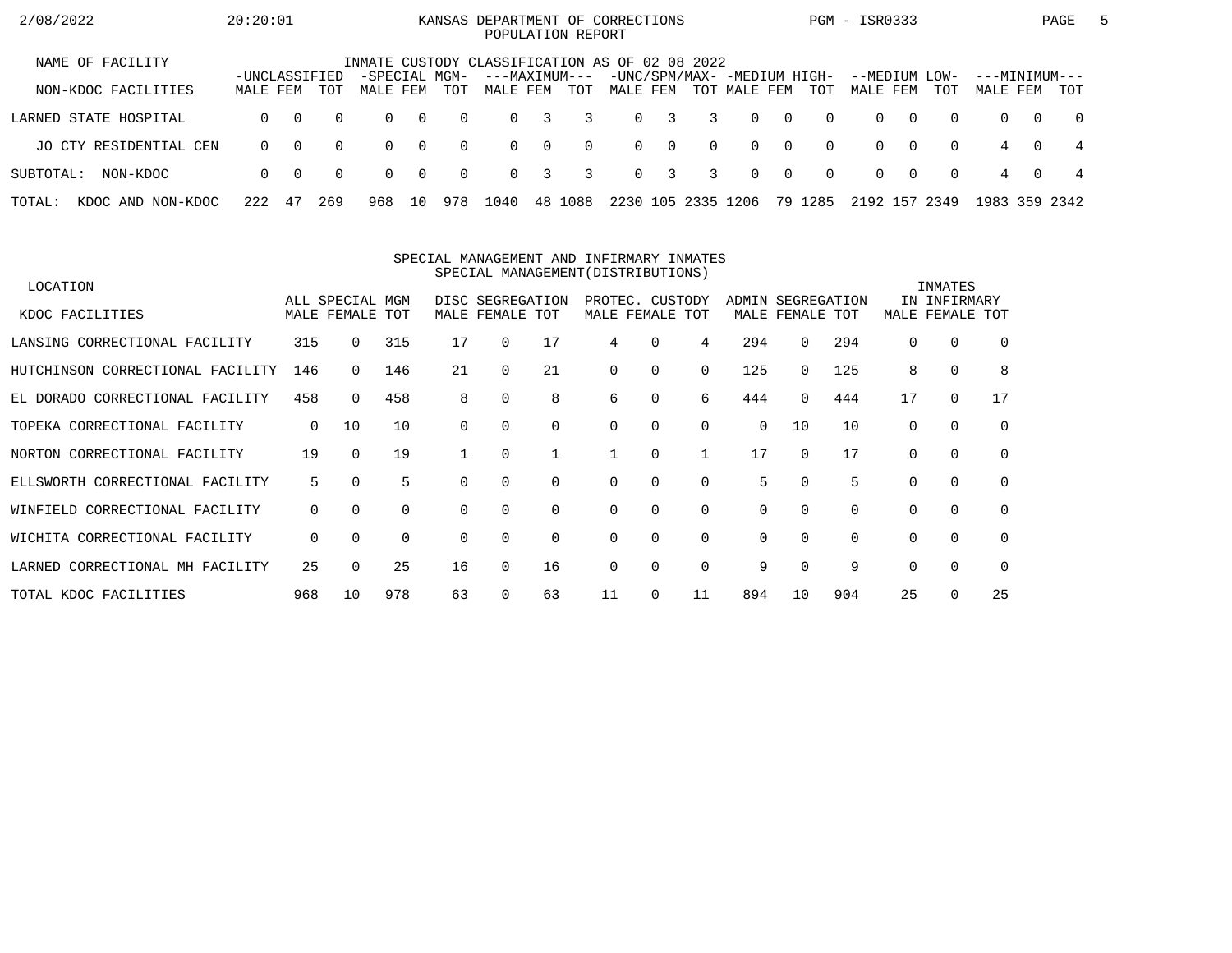KANSAS DEPARTMENT OF CORRECTIONS
POPULATION REPORT

2/08/2022 20:20:01 PGM - ISR0333

INMATE CUSTODY CLASSIFICATION AS OF 02 08 2022

| NAME OF FACILITY / NON-KDOC FACILITIES | -UNCLASSIFIED- | | | -SPECIAL MGM- | | | ---MAXIMUM--- | | | -UNC/SPM/MAX- | | | -MEDIUM HIGH- | | | --MEDIUM LOW- | | | ---MINIMUM--- | | |
|---|---|---|---|---|---|---|---|---|---|---|---|---|---|---|---|---|---|---|---|---|---|
| | MALE | FEM | TOT | MALE | FEM | TOT | MALE | FEM | TOT | MALE | FEM | TOT | MALE | FEM | TOT | MALE | FEM | TOT | MALE | FEM | TOT |
| LARNED STATE HOSPITAL | 0 | 0 | 0 | 0 | 0 | 0 | 0 | 3 | 3 | 0 | 3 | 3 | 0 | 0 | 0 | 0 | 0 | 0 | 0 | 0 | 0 |
| JO CTY RESIDENTIAL CEN | 0 | 0 | 0 | 0 | 0 | 0 | 0 | 0 | 0 | 0 | 0 | 0 | 0 | 0 | 0 | 0 | 0 | 0 | 4 | 0 | 4 |
| SUBTOTAL: NON-KDOC | 0 | 0 | 0 | 0 | 0 | 0 | 0 | 3 | 3 | 0 | 3 | 3 | 0 | 0 | 0 | 0 | 0 | 0 | 4 | 0 | 4 |
| TOTAL: KDOC AND NON-KDOC | 222 | 47 | 269 | 968 | 10 | 978 | 1040 | 48 | 1088 | 2230 | 105 | 2335 | 1206 | 79 | 1285 | 2192 | 157 | 2349 | 1983 | 359 | 2342 |

SPECIAL MANAGEMENT AND INFIRMARY INMATES
SPECIAL MANAGEMENT(DISTRIBUTIONS)

| LOCATION / KDOC FACILITIES | ALL SPECIAL MGM | | | DISC SEGREGATION | | | PROTEC. CUSTODY | | | ADMIN SEGREGATION | | | INMATES IN INFIRMARY | | |
|---|---|---|---|---|---|---|---|---|---|---|---|---|---|---|---|
| | MALE | FEMALE | TOT | MALE | FEMALE | TOT | MALE | FEMALE | TOT | MALE | FEMALE | TOT | MALE | FEMALE | TOT |
| LANSING CORRECTIONAL FACILITY | 315 | 0 | 315 | 17 | 0 | 17 | 4 | 0 | 4 | 294 | 0 | 294 | 0 | 0 | 0 |
| HUTCHINSON CORRECTIONAL FACILITY | 146 | 0 | 146 | 21 | 0 | 21 | 0 | 0 | 0 | 125 | 0 | 125 | 8 | 0 | 8 |
| EL DORADO CORRECTIONAL FACILITY | 458 | 0 | 458 | 8 | 0 | 8 | 6 | 0 | 6 | 444 | 0 | 444 | 17 | 0 | 17 |
| TOPEKA CORRECTIONAL FACILITY | 0 | 10 | 10 | 0 | 0 | 0 | 0 | 0 | 0 | 0 | 10 | 10 | 0 | 0 | 0 |
| NORTON CORRECTIONAL FACILITY | 19 | 0 | 19 | 1 | 0 | 1 | 1 | 0 | 1 | 17 | 0 | 17 | 0 | 0 | 0 |
| ELLSWORTH CORRECTIONAL FACILITY | 5 | 0 | 5 | 0 | 0 | 0 | 0 | 0 | 0 | 5 | 0 | 5 | 0 | 0 | 0 |
| WINFIELD CORRECTIONAL FACILITY | 0 | 0 | 0 | 0 | 0 | 0 | 0 | 0 | 0 | 0 | 0 | 0 | 0 | 0 | 0 |
| WICHITA CORRECTIONAL FACILITY | 0 | 0 | 0 | 0 | 0 | 0 | 0 | 0 | 0 | 0 | 0 | 0 | 0 | 0 | 0 |
| LARNED CORRECTIONAL MH FACILITY | 25 | 0 | 25 | 16 | 0 | 16 | 0 | 0 | 0 | 9 | 0 | 9 | 0 | 0 | 0 |
| TOTAL KDOC FACILITIES | 968 | 10 | 978 | 63 | 0 | 63 | 11 | 0 | 11 | 894 | 10 | 904 | 25 | 0 | 25 |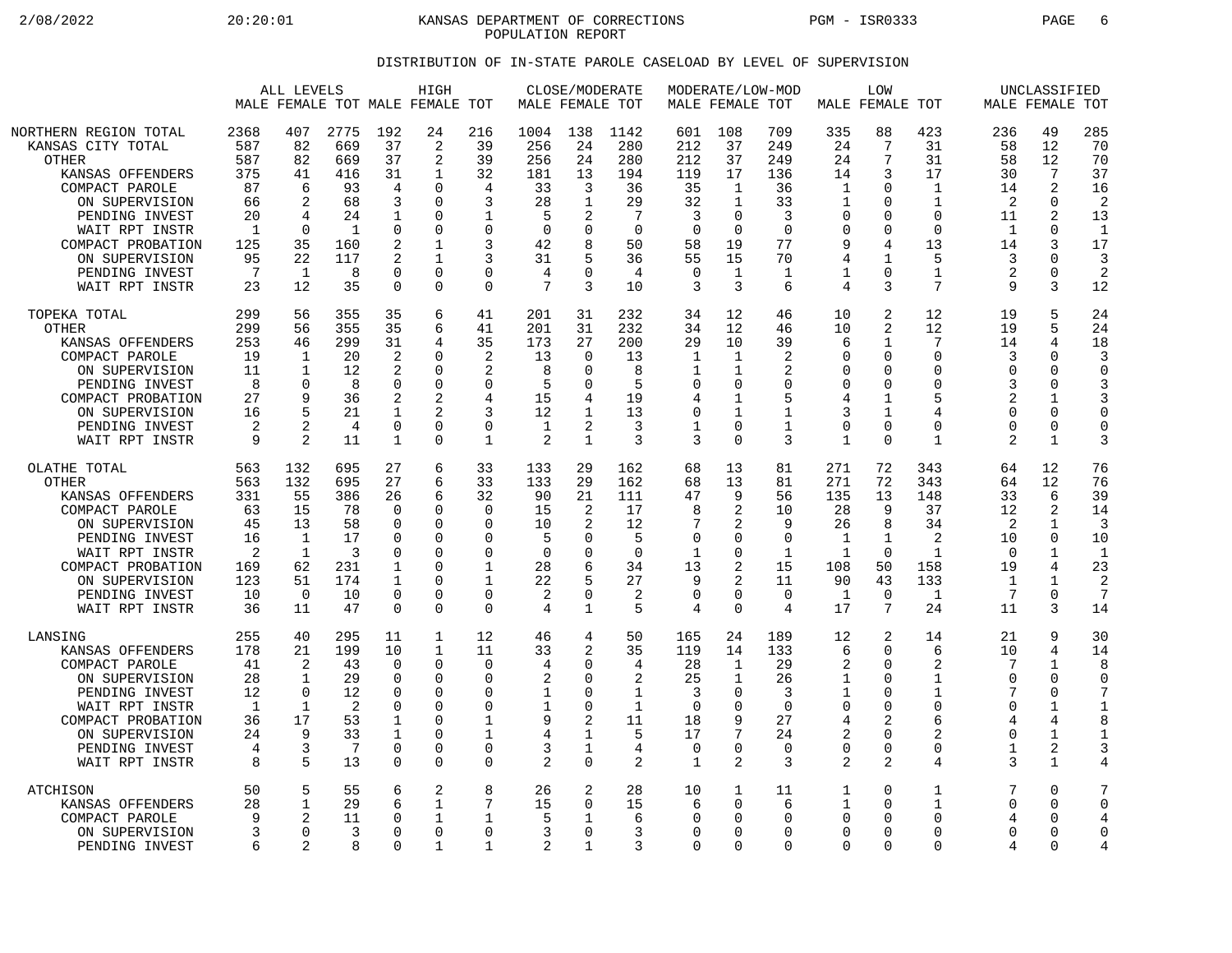KANSAS DEPARTMENT OF CORRECTIONS
POPULATION REPORT

DISTRIBUTION OF IN-STATE PAROLE CASELOAD BY LEVEL OF SUPERVISION

| | ALL LEVELS | | | HIGH | | | CLOSE/MODERATE | | | MODERATE/LOW-MOD | | | LOW | | | UNCLASSIFIED | | |
|---|---|---|---|---|---|---|---|---|---|---|---|---|---|---|---|---|---|---|
| | MALE | FEMALE | TOT | MALE | FEMALE | TOT | MALE | FEMALE | TOT | MALE | FEMALE | TOT | MALE | FEMALE | TOT | MALE | FEMALE | TOT |
| NORTHERN REGION TOTAL | 2368 | 407 | 2775 | 192 | 24 | 216 | 1004 | 138 | 1142 | 601 | 108 | 709 | 335 | 88 | 423 | 236 | 49 | 285 |
| KANSAS CITY TOTAL | 587 | 82 | 669 | 37 | 2 | 39 | 256 | 24 | 280 | 212 | 37 | 249 | 24 | 7 | 31 | 58 | 12 | 70 |
| OTHER | 587 | 82 | 669 | 37 | 2 | 39 | 256 | 24 | 280 | 212 | 37 | 249 | 24 | 7 | 31 | 58 | 12 | 70 |
| KANSAS OFFENDERS | 375 | 41 | 416 | 31 | 1 | 32 | 181 | 13 | 194 | 119 | 17 | 136 | 14 | 3 | 17 | 30 | 7 | 37 |
| COMPACT PAROLE | 87 | 6 | 93 | 4 | 0 | 4 | 33 | 3 | 36 | 35 | 1 | 36 | 1 | 0 | 1 | 14 | 2 | 16 |
| ON SUPERVISION | 66 | 2 | 68 | 3 | 0 | 3 | 28 | 1 | 29 | 32 | 1 | 33 | 1 | 0 | 1 | 2 | 0 | 2 |
| PENDING INVEST | 20 | 4 | 24 | 1 | 0 | 1 | 5 | 2 | 7 | 3 | 0 | 3 | 0 | 0 | 0 | 11 | 2 | 13 |
| WAIT RPT INSTR | 1 | 0 | 1 | 0 | 0 | 0 | 0 | 0 | 0 | 0 | 0 | 0 | 0 | 0 | 0 | 1 | 0 | 1 |
| COMPACT PROBATION | 125 | 35 | 160 | 2 | 1 | 3 | 42 | 8 | 50 | 58 | 19 | 77 | 9 | 4 | 13 | 14 | 3 | 17 |
| ON SUPERVISION | 95 | 22 | 117 | 2 | 1 | 3 | 31 | 5 | 36 | 55 | 15 | 70 | 4 | 1 | 5 | 3 | 0 | 3 |
| PENDING INVEST | 7 | 1 | 8 | 0 | 0 | 0 | 4 | 0 | 4 | 0 | 1 | 1 | 1 | 0 | 1 | 2 | 0 | 2 |
| WAIT RPT INSTR | 23 | 12 | 35 | 0 | 0 | 0 | 7 | 3 | 10 | 3 | 3 | 6 | 4 | 3 | 7 | 9 | 3 | 12 |
| TOPEKA TOTAL | 299 | 56 | 355 | 35 | 6 | 41 | 201 | 31 | 232 | 34 | 12 | 46 | 10 | 2 | 12 | 19 | 5 | 24 |
| OTHER | 299 | 56 | 355 | 35 | 6 | 41 | 201 | 31 | 232 | 34 | 12 | 46 | 10 | 2 | 12 | 19 | 5 | 24 |
| KANSAS OFFENDERS | 253 | 46 | 299 | 31 | 4 | 35 | 173 | 27 | 200 | 29 | 10 | 39 | 6 | 1 | 7 | 14 | 4 | 18 |
| COMPACT PAROLE | 19 | 1 | 20 | 2 | 0 | 2 | 13 | 0 | 13 | 1 | 1 | 2 | 0 | 0 | 0 | 3 | 0 | 3 |
| ON SUPERVISION | 11 | 1 | 12 | 2 | 0 | 2 | 8 | 0 | 8 | 1 | 1 | 2 | 0 | 0 | 0 | 0 | 0 | 0 |
| PENDING INVEST | 8 | 0 | 8 | 0 | 0 | 0 | 5 | 0 | 5 | 0 | 0 | 0 | 0 | 0 | 0 | 3 | 0 | 3 |
| COMPACT PROBATION | 27 | 9 | 36 | 2 | 2 | 4 | 15 | 4 | 19 | 4 | 1 | 5 | 4 | 1 | 5 | 2 | 1 | 3 |
| ON SUPERVISION | 16 | 5 | 21 | 1 | 2 | 3 | 12 | 1 | 13 | 0 | 1 | 1 | 3 | 1 | 4 | 0 | 0 | 0 |
| PENDING INVEST | 2 | 2 | 4 | 0 | 0 | 0 | 1 | 2 | 3 | 1 | 0 | 1 | 0 | 0 | 0 | 0 | 0 | 0 |
| WAIT RPT INSTR | 9 | 2 | 11 | 1 | 0 | 1 | 2 | 1 | 3 | 3 | 0 | 3 | 1 | 0 | 1 | 2 | 1 | 3 |
| OLATHE TOTAL | 563 | 132 | 695 | 27 | 6 | 33 | 133 | 29 | 162 | 68 | 13 | 81 | 271 | 72 | 343 | 64 | 12 | 76 |
| OTHER | 563 | 132 | 695 | 27 | 6 | 33 | 133 | 29 | 162 | 68 | 13 | 81 | 271 | 72 | 343 | 64 | 12 | 76 |
| KANSAS OFFENDERS | 331 | 55 | 386 | 26 | 6 | 32 | 90 | 21 | 111 | 47 | 9 | 56 | 135 | 13 | 148 | 33 | 6 | 39 |
| COMPACT PAROLE | 63 | 15 | 78 | 0 | 0 | 0 | 15 | 2 | 17 | 8 | 2 | 10 | 28 | 9 | 37 | 12 | 2 | 14 |
| ON SUPERVISION | 45 | 13 | 58 | 0 | 0 | 0 | 10 | 2 | 12 | 7 | 2 | 9 | 26 | 8 | 34 | 2 | 1 | 3 |
| PENDING INVEST | 16 | 1 | 17 | 0 | 0 | 0 | 5 | 0 | 5 | 0 | 0 | 0 | 1 | 1 | 2 | 10 | 0 | 10 |
| WAIT RPT INSTR | 2 | 1 | 3 | 0 | 0 | 0 | 0 | 0 | 0 | 1 | 0 | 1 | 1 | 0 | 1 | 0 | 1 | 1 |
| COMPACT PROBATION | 169 | 62 | 231 | 1 | 0 | 1 | 28 | 6 | 34 | 13 | 2 | 15 | 108 | 50 | 158 | 19 | 4 | 23 |
| ON SUPERVISION | 123 | 51 | 174 | 1 | 0 | 1 | 22 | 5 | 27 | 9 | 2 | 11 | 90 | 43 | 133 | 1 | 1 | 2 |
| PENDING INVEST | 10 | 0 | 10 | 0 | 0 | 0 | 2 | 0 | 2 | 0 | 0 | 0 | 1 | 0 | 1 | 7 | 0 | 7 |
| WAIT RPT INSTR | 36 | 11 | 47 | 0 | 0 | 0 | 4 | 1 | 5 | 4 | 0 | 4 | 17 | 7 | 24 | 11 | 3 | 14 |
| LANSING | 255 | 40 | 295 | 11 | 1 | 12 | 46 | 4 | 50 | 165 | 24 | 189 | 12 | 2 | 14 | 21 | 9 | 30 |
| KANSAS OFFENDERS | 178 | 21 | 199 | 10 | 1 | 11 | 33 | 2 | 35 | 119 | 14 | 133 | 6 | 0 | 6 | 10 | 4 | 14 |
| COMPACT PAROLE | 41 | 2 | 43 | 0 | 0 | 0 | 4 | 0 | 4 | 28 | 1 | 29 | 2 | 0 | 2 | 7 | 1 | 8 |
| ON SUPERVISION | 28 | 1 | 29 | 0 | 0 | 0 | 2 | 0 | 2 | 25 | 1 | 26 | 1 | 0 | 1 | 0 | 0 | 0 |
| PENDING INVEST | 12 | 0 | 12 | 0 | 0 | 0 | 1 | 0 | 1 | 3 | 0 | 3 | 1 | 0 | 1 | 7 | 0 | 7 |
| WAIT RPT INSTR | 1 | 1 | 2 | 0 | 0 | 0 | 1 | 0 | 1 | 0 | 0 | 0 | 0 | 0 | 0 | 0 | 1 | 1 |
| COMPACT PROBATION | 36 | 17 | 53 | 1 | 0 | 1 | 9 | 2 | 11 | 18 | 9 | 27 | 4 | 2 | 6 | 4 | 4 | 8 |
| ON SUPERVISION | 24 | 9 | 33 | 1 | 0 | 1 | 4 | 1 | 5 | 17 | 7 | 24 | 2 | 0 | 2 | 0 | 1 | 1 |
| PENDING INVEST | 4 | 3 | 7 | 0 | 0 | 0 | 3 | 1 | 4 | 0 | 0 | 0 | 0 | 0 | 0 | 1 | 2 | 3 |
| WAIT RPT INSTR | 8 | 5 | 13 | 0 | 0 | 0 | 2 | 0 | 2 | 1 | 2 | 3 | 2 | 2 | 4 | 3 | 1 | 4 |
| ATCHISON | 50 | 5 | 55 | 6 | 2 | 8 | 26 | 2 | 28 | 10 | 1 | 11 | 1 | 0 | 1 | 7 | 0 | 7 |
| KANSAS OFFENDERS | 28 | 1 | 29 | 6 | 1 | 7 | 15 | 0 | 15 | 6 | 0 | 6 | 1 | 0 | 1 | 0 | 0 | 0 |
| COMPACT PAROLE | 9 | 2 | 11 | 0 | 1 | 1 | 5 | 1 | 6 | 0 | 0 | 0 | 0 | 0 | 0 | 4 | 0 | 4 |
| ON SUPERVISION | 3 | 0 | 3 | 0 | 0 | 0 | 3 | 0 | 3 | 0 | 0 | 0 | 0 | 0 | 0 | 0 | 0 | 0 |
| PENDING INVEST | 6 | 2 | 8 | 0 | 1 | 1 | 2 | 1 | 3 | 0 | 0 | 0 | 0 | 0 | 0 | 4 | 0 | 4 |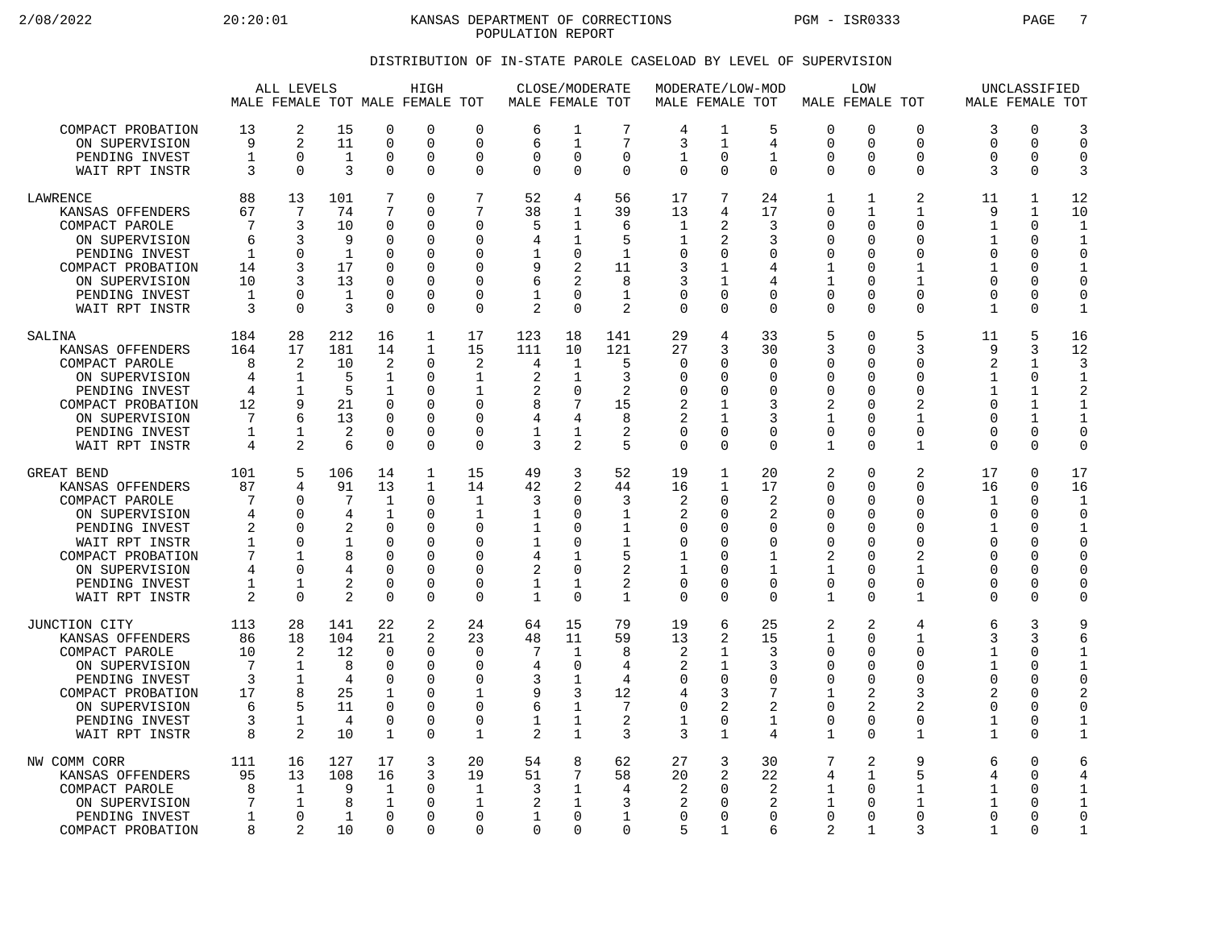KANSAS DEPARTMENT OF CORRECTIONS
POPULATION REPORT

## DISTRIBUTION OF IN-STATE PAROLE CASELOAD BY LEVEL OF SUPERVISION

| | ALL LEVELS | | | HIGH | | | CLOSE/MODERATE | | | MODERATE/LOW-MOD | | | LOW | | | UNCLASSIFIED | | |
|---|---|---|---|---|---|---|---|---|---|---|---|---|---|---|---|---|---|---|
| | MALE | FEMALE | TOT | MALE | FEMALE | TOT | MALE | FEMALE | TOT | MALE | FEMALE | TOT | MALE | FEMALE | TOT | MALE | FEMALE | TOT |
| COMPACT PROBATION | 13 | 2 | 15 | 0 | 0 | 0 | 6 | 1 | 7 | 4 | 1 | 5 | 0 | 0 | 0 | 3 | 0 | 3 |
| ON SUPERVISION | 9 | 2 | 11 | 0 | 0 | 0 | 6 | 1 | 7 | 3 | 1 | 4 | 0 | 0 | 0 | 0 | 0 | 0 |
| PENDING INVEST | 1 | 0 | 1 | 0 | 0 | 0 | 0 | 0 | 0 | 1 | 0 | 1 | 0 | 0 | 0 | 0 | 0 | 0 |
| WAIT RPT INSTR | 3 | 0 | 3 | 0 | 0 | 0 | 0 | 0 | 0 | 0 | 0 | 0 | 0 | 0 | 0 | 3 | 0 | 3 |
| LAWRENCE | 88 | 13 | 101 | 7 | 0 | 7 | 52 | 4 | 56 | 17 | 7 | 24 | 1 | 1 | 2 | 11 | 1 | 12 |
| KANSAS OFFENDERS | 67 | 7 | 74 | 7 | 0 | 7 | 38 | 1 | 39 | 13 | 4 | 17 | 0 | 1 | 1 | 9 | 1 | 10 |
| COMPACT PAROLE | 7 | 3 | 10 | 0 | 0 | 0 | 5 | 1 | 6 | 1 | 2 | 3 | 0 | 0 | 0 | 1 | 0 | 1 |
| ON SUPERVISION | 6 | 3 | 9 | 0 | 0 | 0 | 4 | 1 | 5 | 1 | 2 | 3 | 0 | 0 | 0 | 1 | 0 | 1 |
| PENDING INVEST | 1 | 0 | 1 | 0 | 0 | 0 | 1 | 0 | 1 | 0 | 0 | 0 | 0 | 0 | 0 | 0 | 0 | 0 |
| COMPACT PROBATION | 14 | 3 | 17 | 0 | 0 | 0 | 9 | 2 | 11 | 3 | 1 | 4 | 1 | 0 | 1 | 1 | 0 | 1 |
| ON SUPERVISION | 10 | 3 | 13 | 0 | 0 | 0 | 6 | 2 | 8 | 3 | 1 | 4 | 1 | 0 | 1 | 0 | 0 | 0 |
| PENDING INVEST | 1 | 0 | 1 | 0 | 0 | 0 | 1 | 0 | 1 | 0 | 0 | 0 | 0 | 0 | 0 | 0 | 0 | 0 |
| WAIT RPT INSTR | 3 | 0 | 3 | 0 | 0 | 0 | 2 | 0 | 2 | 0 | 0 | 0 | 0 | 0 | 0 | 1 | 0 | 1 |
| SALINA | 184 | 28 | 212 | 16 | 1 | 17 | 123 | 18 | 141 | 29 | 4 | 33 | 5 | 0 | 5 | 11 | 5 | 16 |
| KANSAS OFFENDERS | 164 | 17 | 181 | 14 | 1 | 15 | 111 | 10 | 121 | 27 | 3 | 30 | 3 | 0 | 3 | 9 | 3 | 12 |
| COMPACT PAROLE | 8 | 2 | 10 | 2 | 0 | 2 | 4 | 1 | 5 | 0 | 0 | 0 | 0 | 0 | 0 | 2 | 1 | 3 |
| ON SUPERVISION | 4 | 1 | 5 | 1 | 0 | 1 | 2 | 1 | 3 | 0 | 0 | 0 | 0 | 0 | 0 | 1 | 0 | 1 |
| PENDING INVEST | 4 | 1 | 5 | 1 | 0 | 1 | 2 | 0 | 2 | 0 | 0 | 0 | 0 | 0 | 0 | 1 | 1 | 2 |
| COMPACT PROBATION | 12 | 9 | 21 | 0 | 0 | 0 | 8 | 7 | 15 | 2 | 1 | 3 | 2 | 0 | 2 | 0 | 1 | 1 |
| ON SUPERVISION | 7 | 6 | 13 | 0 | 0 | 0 | 4 | 4 | 8 | 2 | 1 | 3 | 1 | 0 | 1 | 0 | 1 | 1 |
| PENDING INVEST | 1 | 1 | 2 | 0 | 0 | 0 | 1 | 1 | 2 | 0 | 0 | 0 | 0 | 0 | 0 | 0 | 0 | 0 |
| WAIT RPT INSTR | 4 | 2 | 6 | 0 | 0 | 0 | 3 | 2 | 5 | 0 | 0 | 0 | 1 | 0 | 1 | 0 | 0 | 0 |
| GREAT BEND | 101 | 5 | 106 | 14 | 1 | 15 | 49 | 3 | 52 | 19 | 1 | 20 | 2 | 0 | 2 | 17 | 0 | 17 |
| KANSAS OFFENDERS | 87 | 4 | 91 | 13 | 1 | 14 | 42 | 2 | 44 | 16 | 1 | 17 | 0 | 0 | 0 | 16 | 0 | 16 |
| COMPACT PAROLE | 7 | 0 | 7 | 1 | 0 | 1 | 3 | 0 | 3 | 2 | 0 | 2 | 0 | 0 | 0 | 1 | 0 | 1 |
| ON SUPERVISION | 4 | 0 | 4 | 1 | 0 | 1 | 1 | 0 | 1 | 2 | 0 | 2 | 0 | 0 | 0 | 0 | 0 | 0 |
| PENDING INVEST | 2 | 0 | 2 | 0 | 0 | 0 | 1 | 0 | 1 | 0 | 0 | 0 | 0 | 0 | 0 | 1 | 0 | 1 |
| WAIT RPT INSTR | 1 | 0 | 1 | 0 | 0 | 0 | 1 | 0 | 1 | 0 | 0 | 0 | 0 | 0 | 0 | 0 | 0 | 0 |
| COMPACT PROBATION | 7 | 1 | 8 | 0 | 0 | 0 | 4 | 1 | 5 | 1 | 0 | 1 | 2 | 0 | 2 | 0 | 0 | 0 |
| ON SUPERVISION | 4 | 0 | 4 | 0 | 0 | 0 | 2 | 0 | 2 | 1 | 0 | 1 | 1 | 0 | 1 | 0 | 0 | 0 |
| PENDING INVEST | 1 | 1 | 2 | 0 | 0 | 0 | 1 | 1 | 2 | 0 | 0 | 0 | 0 | 0 | 0 | 0 | 0 | 0 |
| WAIT RPT INSTR | 2 | 0 | 2 | 0 | 0 | 0 | 1 | 0 | 1 | 0 | 0 | 0 | 1 | 0 | 1 | 0 | 0 | 0 |
| JUNCTION CITY | 113 | 28 | 141 | 22 | 2 | 24 | 64 | 15 | 79 | 19 | 6 | 25 | 2 | 2 | 4 | 6 | 3 | 9 |
| KANSAS OFFENDERS | 86 | 18 | 104 | 21 | 2 | 23 | 48 | 11 | 59 | 13 | 2 | 15 | 1 | 0 | 1 | 3 | 3 | 6 |
| COMPACT PAROLE | 10 | 2 | 12 | 0 | 0 | 0 | 7 | 1 | 8 | 2 | 1 | 3 | 0 | 0 | 0 | 1 | 0 | 1 |
| ON SUPERVISION | 7 | 1 | 8 | 0 | 0 | 0 | 4 | 0 | 4 | 2 | 1 | 3 | 0 | 0 | 0 | 1 | 0 | 1 |
| PENDING INVEST | 3 | 1 | 4 | 0 | 0 | 0 | 3 | 1 | 4 | 0 | 0 | 0 | 0 | 0 | 0 | 0 | 0 | 0 |
| COMPACT PROBATION | 17 | 8 | 25 | 1 | 0 | 1 | 9 | 3 | 12 | 4 | 3 | 7 | 1 | 2 | 3 | 2 | 0 | 2 |
| ON SUPERVISION | 6 | 5 | 11 | 0 | 0 | 0 | 6 | 1 | 7 | 0 | 2 | 2 | 0 | 2 | 2 | 0 | 0 | 0 |
| PENDING INVEST | 3 | 1 | 4 | 0 | 0 | 0 | 1 | 1 | 2 | 1 | 0 | 1 | 0 | 0 | 0 | 1 | 0 | 1 |
| WAIT RPT INSTR | 8 | 2 | 10 | 1 | 0 | 1 | 2 | 1 | 3 | 3 | 1 | 4 | 1 | 0 | 1 | 1 | 0 | 1 |
| NW COMM CORR | 111 | 16 | 127 | 17 | 3 | 20 | 54 | 8 | 62 | 27 | 3 | 30 | 7 | 2 | 9 | 6 | 0 | 6 |
| KANSAS OFFENDERS | 95 | 13 | 108 | 16 | 3 | 19 | 51 | 7 | 58 | 20 | 2 | 22 | 4 | 1 | 5 | 4 | 0 | 4 |
| COMPACT PAROLE | 8 | 1 | 9 | 1 | 0 | 1 | 3 | 1 | 4 | 2 | 0 | 2 | 1 | 0 | 1 | 1 | 0 | 1 |
| ON SUPERVISION | 7 | 1 | 8 | 1 | 0 | 1 | 2 | 1 | 3 | 2 | 0 | 2 | 1 | 0 | 1 | 1 | 0 | 1 |
| PENDING INVEST | 1 | 0 | 1 | 0 | 0 | 0 | 1 | 0 | 1 | 0 | 0 | 0 | 0 | 0 | 0 | 0 | 0 | 0 |
| COMPACT PROBATION | 8 | 2 | 10 | 0 | 0 | 0 | 0 | 0 | 0 | 5 | 1 | 6 | 2 | 1 | 3 | 1 | 0 | 1 |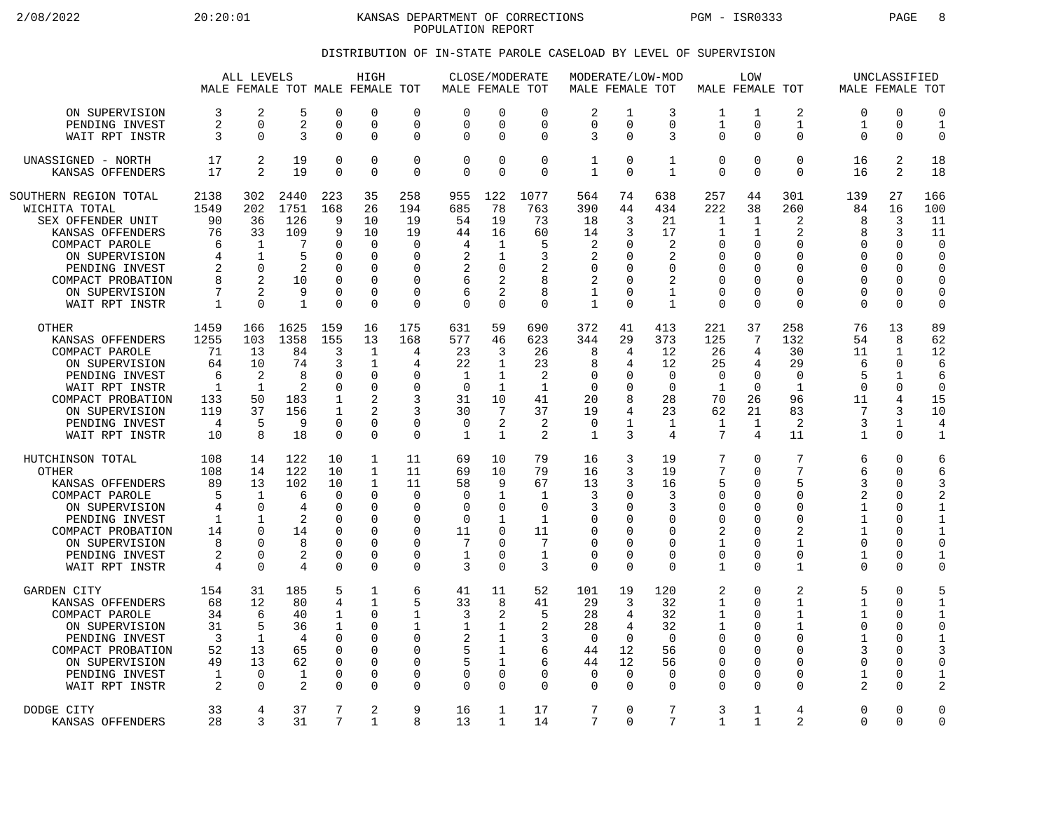KANSAS DEPARTMENT OF CORRECTIONS
POPULATION REPORT

## DISTRIBUTION OF IN-STATE PAROLE CASELOAD BY LEVEL OF SUPERVISION

| | ALL LEVELS | | | HIGH | | | CLOSE/MODERATE | | | MODERATE/LOW-MOD | | | LOW | | | UNCLASSIFIED | | |
|---|---|---|---|---|---|---|---|---|---|---|---|---|---|---|---|---|---|---|
| | MALE | FEMALE | TOT | MALE | FEMALE | TOT | MALE | FEMALE | TOT | MALE | FEMALE | TOT | MALE | FEMALE | TOT | MALE | FEMALE | TOT |
| ON SUPERVISION | 3 | 2 | 5 | 0 | 0 | 0 | 0 | 0 | 0 | 2 | 1 | 3 | 1 | 1 | 2 | 0 | 0 | 0 |
| PENDING INVEST | 2 | 0 | 2 | 0 | 0 | 0 | 0 | 0 | 0 | 0 | 0 | 0 | 1 | 0 | 1 | 1 | 0 | 1 |
| WAIT RPT INSTR | 3 | 0 | 3 | 0 | 0 | 0 | 0 | 0 | 0 | 3 | 0 | 3 | 0 | 0 | 0 | 0 | 0 | 0 |
| UNASSIGNED - NORTH | 17 | 2 | 19 | 0 | 0 | 0 | 0 | 0 | 0 | 1 | 0 | 1 | 0 | 0 | 0 | 16 | 2 | 18 |
| KANSAS OFFENDERS | 17 | 2 | 19 | 0 | 0 | 0 | 0 | 0 | 0 | 1 | 0 | 1 | 0 | 0 | 0 | 16 | 2 | 18 |
| SOUTHERN REGION TOTAL | 2138 | 302 | 2440 | 223 | 35 | 258 | 955 | 122 | 1077 | 564 | 74 | 638 | 257 | 44 | 301 | 139 | 27 | 166 |
| WICHITA TOTAL | 1549 | 202 | 1751 | 168 | 26 | 194 | 685 | 78 | 763 | 390 | 44 | 434 | 222 | 38 | 260 | 84 | 16 | 100 |
| SEX OFFENDER UNIT | 90 | 36 | 126 | 9 | 10 | 19 | 54 | 19 | 73 | 18 | 3 | 21 | 1 | 1 | 2 | 8 | 3 | 11 |
| KANSAS OFFENDERS | 76 | 33 | 109 | 9 | 10 | 19 | 44 | 16 | 60 | 14 | 3 | 17 | 1 | 1 | 2 | 8 | 3 | 11 |
| COMPACT PAROLE | 6 | 1 | 7 | 0 | 0 | 0 | 4 | 1 | 5 | 2 | 0 | 2 | 0 | 0 | 0 | 0 | 0 | 0 |
| ON SUPERVISION | 4 | 1 | 5 | 0 | 0 | 0 | 2 | 1 | 3 | 2 | 0 | 2 | 0 | 0 | 0 | 0 | 0 | 0 |
| PENDING INVEST | 2 | 0 | 2 | 0 | 0 | 0 | 2 | 0 | 2 | 0 | 0 | 0 | 0 | 0 | 0 | 0 | 0 | 0 |
| COMPACT PROBATION | 8 | 2 | 10 | 0 | 0 | 0 | 6 | 2 | 8 | 2 | 0 | 2 | 0 | 0 | 0 | 0 | 0 | 0 |
| ON SUPERVISION | 7 | 2 | 9 | 0 | 0 | 0 | 6 | 2 | 8 | 1 | 0 | 1 | 0 | 0 | 0 | 0 | 0 | 0 |
| WAIT RPT INSTR | 1 | 0 | 1 | 0 | 0 | 0 | 0 | 0 | 0 | 1 | 0 | 1 | 0 | 0 | 0 | 0 | 0 | 0 |
| OTHER | 1459 | 166 | 1625 | 159 | 16 | 175 | 631 | 59 | 690 | 372 | 41 | 413 | 221 | 37 | 258 | 76 | 13 | 89 |
| KANSAS OFFENDERS | 1255 | 103 | 1358 | 155 | 13 | 168 | 577 | 46 | 623 | 344 | 29 | 373 | 125 | 7 | 132 | 54 | 8 | 62 |
| COMPACT PAROLE | 71 | 13 | 84 | 3 | 1 | 4 | 23 | 3 | 26 | 8 | 4 | 12 | 26 | 4 | 30 | 11 | 1 | 12 |
| ON SUPERVISION | 64 | 10 | 74 | 3 | 1 | 4 | 22 | 1 | 23 | 8 | 4 | 12 | 25 | 4 | 29 | 6 | 0 | 6 |
| PENDING INVEST | 6 | 2 | 8 | 0 | 0 | 0 | 1 | 1 | 2 | 0 | 0 | 0 | 0 | 0 | 0 | 5 | 1 | 6 |
| WAIT RPT INSTR | 1 | 1 | 2 | 0 | 0 | 0 | 0 | 1 | 1 | 0 | 0 | 0 | 1 | 0 | 1 | 0 | 0 | 0 |
| COMPACT PROBATION | 133 | 50 | 183 | 1 | 2 | 3 | 31 | 10 | 41 | 20 | 8 | 28 | 70 | 26 | 96 | 11 | 4 | 15 |
| ON SUPERVISION | 119 | 37 | 156 | 1 | 2 | 3 | 30 | 7 | 37 | 19 | 4 | 23 | 62 | 21 | 83 | 7 | 3 | 10 |
| PENDING INVEST | 4 | 5 | 9 | 0 | 0 | 0 | 0 | 2 | 2 | 0 | 1 | 1 | 1 | 1 | 2 | 3 | 1 | 4 |
| WAIT RPT INSTR | 10 | 8 | 18 | 0 | 0 | 0 | 1 | 1 | 2 | 1 | 3 | 4 | 7 | 4 | 11 | 1 | 0 | 1 |
| HUTCHINSON TOTAL | 108 | 14 | 122 | 10 | 1 | 11 | 69 | 10 | 79 | 16 | 3 | 19 | 7 | 0 | 7 | 6 | 0 | 6 |
| OTHER | 108 | 14 | 122 | 10 | 1 | 11 | 69 | 10 | 79 | 16 | 3 | 19 | 7 | 0 | 7 | 6 | 0 | 6 |
| KANSAS OFFENDERS | 89 | 13 | 102 | 10 | 1 | 11 | 58 | 9 | 67 | 13 | 3 | 16 | 5 | 0 | 5 | 3 | 0 | 3 |
| COMPACT PAROLE | 5 | 1 | 6 | 0 | 0 | 0 | 0 | 1 | 1 | 3 | 0 | 3 | 0 | 0 | 0 | 2 | 0 | 2 |
| ON SUPERVISION | 4 | 0 | 4 | 0 | 0 | 0 | 0 | 0 | 0 | 3 | 0 | 3 | 0 | 0 | 0 | 1 | 0 | 1 |
| PENDING INVEST | 1 | 1 | 2 | 0 | 0 | 0 | 0 | 1 | 1 | 0 | 0 | 0 | 0 | 0 | 0 | 1 | 0 | 1 |
| COMPACT PROBATION | 14 | 0 | 14 | 0 | 0 | 0 | 11 | 0 | 11 | 0 | 0 | 0 | 2 | 0 | 2 | 1 | 0 | 1 |
| ON SUPERVISION | 8 | 0 | 8 | 0 | 0 | 0 | 7 | 0 | 7 | 0 | 0 | 0 | 1 | 0 | 1 | 0 | 0 | 0 |
| PENDING INVEST | 2 | 0 | 2 | 0 | 0 | 0 | 1 | 0 | 1 | 0 | 0 | 0 | 0 | 0 | 0 | 1 | 0 | 1 |
| WAIT RPT INSTR | 4 | 0 | 4 | 0 | 0 | 0 | 3 | 0 | 3 | 0 | 0 | 0 | 1 | 0 | 1 | 0 | 0 | 0 |
| GARDEN CITY | 154 | 31 | 185 | 5 | 1 | 6 | 41 | 11 | 52 | 101 | 19 | 120 | 2 | 0 | 2 | 5 | 0 | 5 |
| KANSAS OFFENDERS | 68 | 12 | 80 | 4 | 1 | 5 | 33 | 8 | 41 | 29 | 3 | 32 | 1 | 0 | 1 | 1 | 0 | 1 |
| COMPACT PAROLE | 34 | 6 | 40 | 1 | 0 | 1 | 3 | 2 | 5 | 28 | 4 | 32 | 1 | 0 | 1 | 1 | 0 | 1 |
| ON SUPERVISION | 31 | 5 | 36 | 1 | 0 | 1 | 1 | 1 | 2 | 28 | 4 | 32 | 1 | 0 | 1 | 0 | 0 | 0 |
| PENDING INVEST | 3 | 1 | 4 | 0 | 0 | 0 | 2 | 1 | 3 | 0 | 0 | 0 | 0 | 0 | 0 | 1 | 0 | 1 |
| COMPACT PROBATION | 52 | 13 | 65 | 0 | 0 | 0 | 5 | 1 | 6 | 44 | 12 | 56 | 0 | 0 | 0 | 3 | 0 | 3 |
| ON SUPERVISION | 49 | 13 | 62 | 0 | 0 | 0 | 5 | 1 | 6 | 44 | 12 | 56 | 0 | 0 | 0 | 0 | 0 | 0 |
| PENDING INVEST | 1 | 0 | 1 | 0 | 0 | 0 | 0 | 0 | 0 | 0 | 0 | 0 | 0 | 0 | 0 | 1 | 0 | 1 |
| WAIT RPT INSTR | 2 | 0 | 2 | 0 | 0 | 0 | 0 | 0 | 0 | 0 | 0 | 0 | 0 | 0 | 0 | 2 | 0 | 2 |
| DODGE CITY | 33 | 4 | 37 | 7 | 2 | 9 | 16 | 1 | 17 | 7 | 0 | 7 | 3 | 1 | 4 | 0 | 0 | 0 |
| KANSAS OFFENDERS | 28 | 3 | 31 | 7 | 1 | 8 | 13 | 1 | 14 | 7 | 0 | 7 | 1 | 1 | 2 | 0 | 0 | 0 |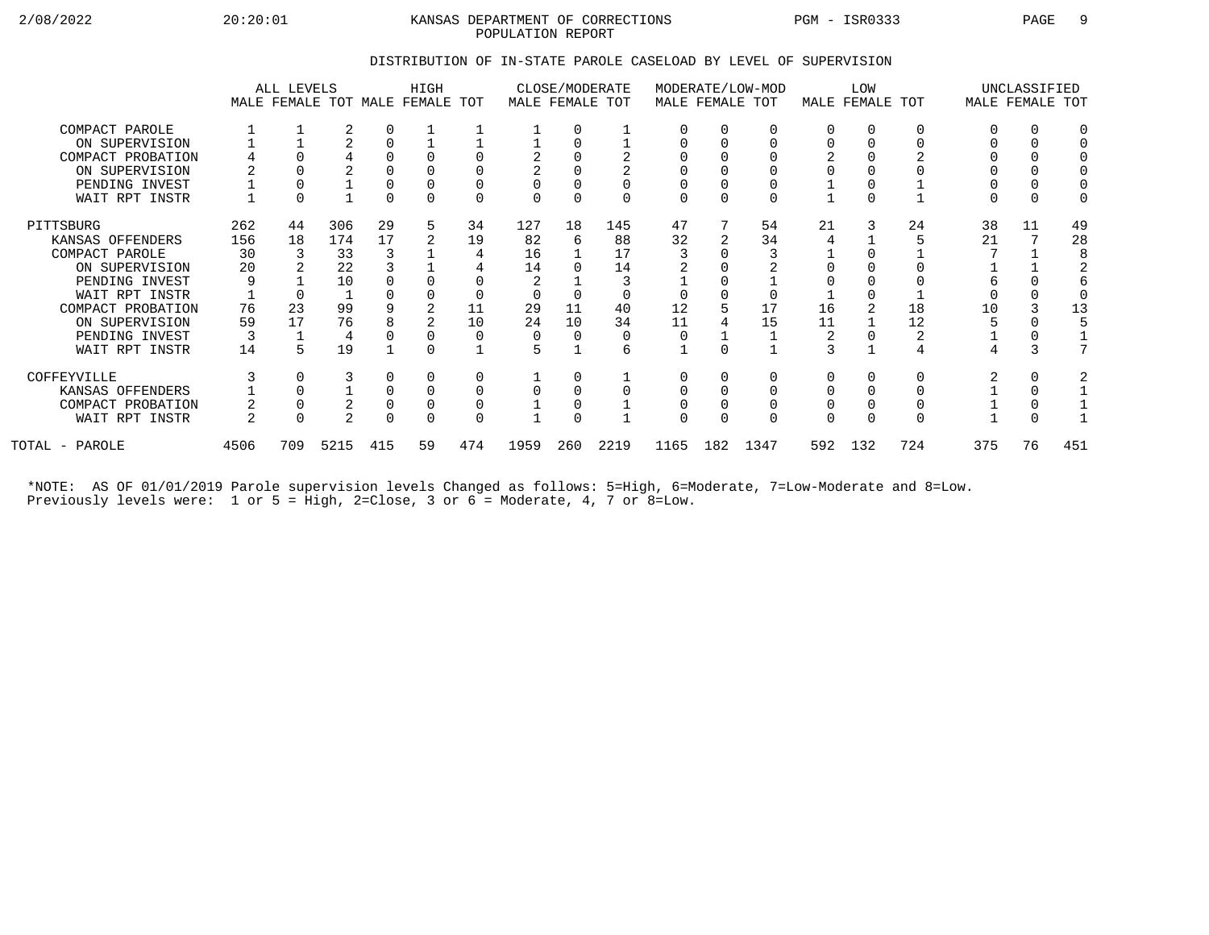## DISTRIBUTION OF IN-STATE PAROLE CASELOAD BY LEVEL OF SUPERVISION

| | ALL LEVELS | | | HIGH | | | CLOSE/MODERATE | | | MODERATE/LOW-MOD | | | LOW | | | UNCLASSIFIED | | |
|---|---|---|---|---|---|---|---|---|---|---|---|---|---|---|---|---|---|---|
| | MALE | FEMALE | TOT | MALE | FEMALE | TOT | MALE | FEMALE | TOT | MALE | FEMALE | TOT | MALE | FEMALE | TOT | MALE | FEMALE | TOT |
| COMPACT PAROLE | 1 | 1 | 2 | 0 | 1 | 1 | 1 | 0 | 1 | 0 | 0 | 0 | 0 | 0 | 0 | 0 | 0 | 0 |
| ON SUPERVISION | 1 | 1 | 2 | 0 | 1 | 1 | 1 | 0 | 1 | 0 | 0 | 0 | 0 | 0 | 0 | 0 | 0 | 0 |
| COMPACT PROBATION | 4 | 0 | 4 | 0 | 0 | 0 | 2 | 0 | 2 | 0 | 0 | 0 | 2 | 0 | 2 | 0 | 0 | 0 |
| ON SUPERVISION | 2 | 0 | 2 | 0 | 0 | 0 | 2 | 0 | 2 | 0 | 0 | 0 | 0 | 0 | 0 | 0 | 0 | 0 |
| PENDING INVEST | 1 | 0 | 1 | 0 | 0 | 0 | 0 | 0 | 0 | 0 | 0 | 0 | 1 | 0 | 1 | 0 | 0 | 0 |
| WAIT RPT INSTR | 1 | 0 | 1 | 0 | 0 | 0 | 0 | 0 | 0 | 0 | 0 | 0 | 1 | 0 | 1 | 0 | 0 | 0 |
| PITTSBURG | 262 | 44 | 306 | 29 | 5 | 34 | 127 | 18 | 145 | 47 | 7 | 54 | 21 | 3 | 24 | 38 | 11 | 49 |
| KANSAS OFFENDERS | 156 | 18 | 174 | 17 | 2 | 19 | 82 | 6 | 88 | 32 | 2 | 34 | 4 | 1 | 5 | 21 | 7 | 28 |
| COMPACT PAROLE | 30 | 3 | 33 | 3 | 1 | 4 | 16 | 1 | 17 | 3 | 0 | 3 | 1 | 0 | 1 | 7 | 1 | 8 |
| ON SUPERVISION | 20 | 2 | 22 | 3 | 1 | 4 | 14 | 0 | 14 | 2 | 0 | 2 | 0 | 0 | 0 | 1 | 1 | 2 |
| PENDING INVEST | 9 | 1 | 10 | 0 | 0 | 0 | 2 | 1 | 3 | 1 | 0 | 1 | 0 | 0 | 0 | 6 | 0 | 6 |
| WAIT RPT INSTR | 1 | 0 | 1 | 0 | 0 | 0 | 0 | 0 | 0 | 0 | 0 | 0 | 1 | 0 | 1 | 0 | 0 | 0 |
| COMPACT PROBATION | 76 | 23 | 99 | 9 | 2 | 11 | 29 | 11 | 40 | 12 | 5 | 17 | 16 | 2 | 18 | 10 | 3 | 13 |
| ON SUPERVISION | 59 | 17 | 76 | 8 | 2 | 10 | 24 | 10 | 34 | 11 | 4 | 15 | 11 | 1 | 12 | 5 | 0 | 5 |
| PENDING INVEST | 3 | 1 | 4 | 0 | 0 | 0 | 0 | 0 | 0 | 0 | 1 | 1 | 2 | 0 | 2 | 1 | 0 | 1 |
| WAIT RPT INSTR | 14 | 5 | 19 | 1 | 0 | 1 | 5 | 1 | 6 | 1 | 0 | 1 | 3 | 1 | 4 | 4 | 3 | 7 |
| COFFEYVILLE | 3 | 0 | 3 | 0 | 0 | 0 | 1 | 0 | 1 | 0 | 0 | 0 | 0 | 0 | 0 | 2 | 0 | 2 |
| KANSAS OFFENDERS | 1 | 0 | 1 | 0 | 0 | 0 | 0 | 0 | 0 | 0 | 0 | 0 | 0 | 0 | 0 | 1 | 0 | 1 |
| COMPACT PROBATION | 2 | 0 | 2 | 0 | 0 | 0 | 1 | 0 | 1 | 0 | 0 | 0 | 0 | 0 | 0 | 1 | 0 | 1 |
| WAIT RPT INSTR | 2 | 0 | 2 | 0 | 0 | 0 | 1 | 0 | 1 | 0 | 0 | 0 | 0 | 0 | 0 | 1 | 0 | 1 |
| TOTAL - PAROLE | 4506 | 709 | 5215 | 415 | 59 | 474 | 1959 | 260 | 2219 | 1165 | 182 | 1347 | 592 | 132 | 724 | 375 | 76 | 451 |

*NOTE: AS OF 01/01/2019 Parole supervision levels Changed as follows: 5=High, 6=Moderate, 7=Low-Moderate and 8=Low.
Previously levels were: 1 or 5 = High, 2=Close, 3 or 6 = Moderate, 4, 7 or 8=Low.